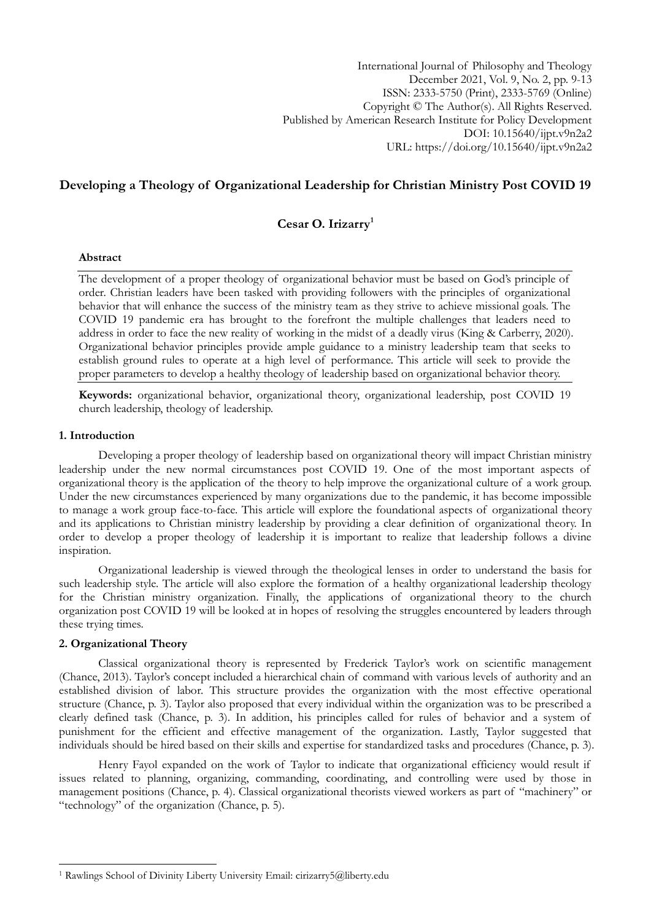# Developing a Theology of Organizational Leadership for Christian Ministry Post COVID 19

**Cesar O. Irizarry**[1]

## Abstract

The development of a proper theology of organizational behavior must be based on God's principle of order. Christian leaders have been tasked with providing followers with the principles of organizational behavior that will enhance the success of the ministry team as they strive to achieve missional goals. The COVID 19 pandemic era has brought to the forefront the multiple challenges that leaders need to address in order to face the new reality of working in the midst of a deadly virus (King & Carberry, 2020). Organizational behavior principles provide ample guidance to a ministry leadership team that seeks to establish ground rules to operate at a high level of performance. This article will seek to provide the proper parameters to develop a healthy theology of leadership based on organizational behavior theory.

**Keywords:** organizational behavior, organizational theory, organizational leadership, post COVID 19 church leadership, theology of leadership.

## 1. Introduction

Developing a proper theology of leadership based on organizational theory will impact Christian ministry leadership under the new normal circumstances post COVID 19. One of the most important aspects of organizational theory is the application of the theory to help improve the organizational culture of a work group. Under the new circumstances experienced by many organizations due to the pandemic, it has become impossible to manage a work group face-to-face. This article will explore the foundational aspects of organizational theory and its applications to Christian ministry leadership by providing a clear definition of organizational theory. In order to develop a proper theology of leadership it is important to realize that leadership follows a divine inspiration.

Organizational leadership is viewed through the theological lenses in order to understand the basis for such leadership style. The article will also explore the formation of a healthy organizational leadership theology for the Christian ministry organization. Finally, the applications of organizational theory to the church organization post COVID 19 will be looked at in hopes of resolving the struggles encountered by leaders through these trying times.

## 2. Organizational Theory

Classical organizational theory is represented by Frederick Taylor's work on scientific management (Chance, 2013). Taylor's concept included a hierarchical chain of command with various levels of authority and an established division of labor. This structure provides the organization with the most effective operational structure (Chance, p. 3). Taylor also proposed that every individual within the organization was to be prescribed a clearly defined task (Chance, p. 3). In addition, his principles called for rules of behavior and a system of punishment for the efficient and effective management of the organization. Lastly, Taylor suggested that individuals should be hired based on their skills and expertise for standardized tasks and procedures (Chance, p. 3).

Henry Fayol expanded on the work of Taylor to indicate that organizational efficiency would result if issues related to planning, organizing, commanding, coordinating, and controlling were used by those in management positions (Chance, p. 4). Classical organizational theorists viewed workers as part of "machinery" or "technology" of the organization (Chance, p. 5).

---

[1] Rawlings School of Divinity Liberty University Email: cirizarry5@liberty.edu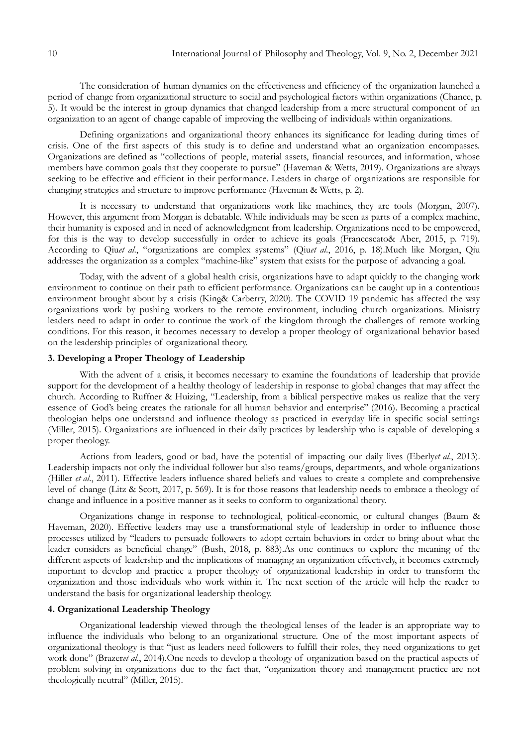The consideration of human dynamics on the effectiveness and efficiency of the organization launched a period of change from organizational structure to social and psychological factors within organizations (Chance, p. 5). It would be the interest in group dynamics that changed leadership from a mere structural component of an organization to an agent of change capable of improving the wellbeing of individuals within organizations.

Defining organizations and organizational theory enhances its significance for leading during times of crisis. One of the first aspects of this study is to define and understand what an organization encompasses. Organizations are defined as "collections of people, material assets, financial resources, and information, whose members have common goals that they cooperate to pursue" (Haveman & Wetts, 2019). Organizations are always seeking to be effective and efficient in their performance. Leaders in charge of organizations are responsible for changing strategies and structure to improve performance (Haveman & Wetts, p. 2).

It is necessary to understand that organizations work like machines, they are tools (Morgan, 2007). However, this argument from Morgan is debatable. While individuals may be seen as parts of a complex machine, their humanity is exposed and in need of acknowledgment from leadership. Organizations need to be empowered, for this is the way to develop successfully in order to achieve its goals (Francescato& Aber, 2015, p. 719). According to Qiu*et al*., "organizations are complex systems" (Qiu*et al*., 2016, p. 18).Much like Morgan, Qiu addresses the organization as a complex "machine-like" system that exists for the purpose of advancing a goal.

Today, with the advent of a global health crisis, organizations have to adapt quickly to the changing work environment to continue on their path to efficient performance. Organizations can be caught up in a contentious environment brought about by a crisis (King& Carberry, 2020). The COVID 19 pandemic has affected the way organizations work by pushing workers to the remote environment, including church organizations. Ministry leaders need to adapt in order to continue the work of the kingdom through the challenges of remote working conditions. For this reason, it becomes necessary to develop a proper theology of organizational behavior based on the leadership principles of organizational theory.

### 3. Developing a Proper Theology of Leadership

With the advent of a crisis, it becomes necessary to examine the foundations of leadership that provide support for the development of a healthy theology of leadership in response to global changes that may affect the church. According to Ruffner & Huizing, "Leadership, from a biblical perspective makes us realize that the very essence of God's being creates the rationale for all human behavior and enterprise" (2016). Becoming a practical theologian helps one understand and influence theology as practiced in everyday life in specific social settings (Miller, 2015). Organizations are influenced in their daily practices by leadership who is capable of developing a proper theology.

Actions from leaders, good or bad, have the potential of impacting our daily lives (Eberly*et al*., 2013). Leadership impacts not only the individual follower but also teams/groups, departments, and whole organizations (Hiller *et al*., 2011). Effective leaders influence shared beliefs and values to create a complete and comprehensive level of change (Litz & Scott, 2017, p. 569). It is for those reasons that leadership needs to embrace a theology of change and influence in a positive manner as it seeks to conform to organizational theory.

Organizations change in response to technological, political-economic, or cultural changes (Baum & Haveman, 2020). Effective leaders may use a transformational style of leadership in order to influence those processes utilized by "leaders to persuade followers to adopt certain behaviors in order to bring about what the leader considers as beneficial change" (Bush, 2018, p. 883).As one continues to explore the meaning of the different aspects of leadership and the implications of managing an organization effectively, it becomes extremely important to develop and practice a proper theology of organizational leadership in order to transform the organization and those individuals who work within it. The next section of the article will help the reader to understand the basis for organizational leadership theology.

### 4. Organizational Leadership Theology

Organizational leadership viewed through the theological lenses of the leader is an appropriate way to influence the individuals who belong to an organizational structure. One of the most important aspects of organizational theology is that "just as leaders need followers to fulfill their roles, they need organizations to get work done" (Brazer*et al*., 2014).One needs to develop a theology of organization based on the practical aspects of problem solving in organizations due to the fact that, "organization theory and management practice are not theologically neutral" (Miller, 2015).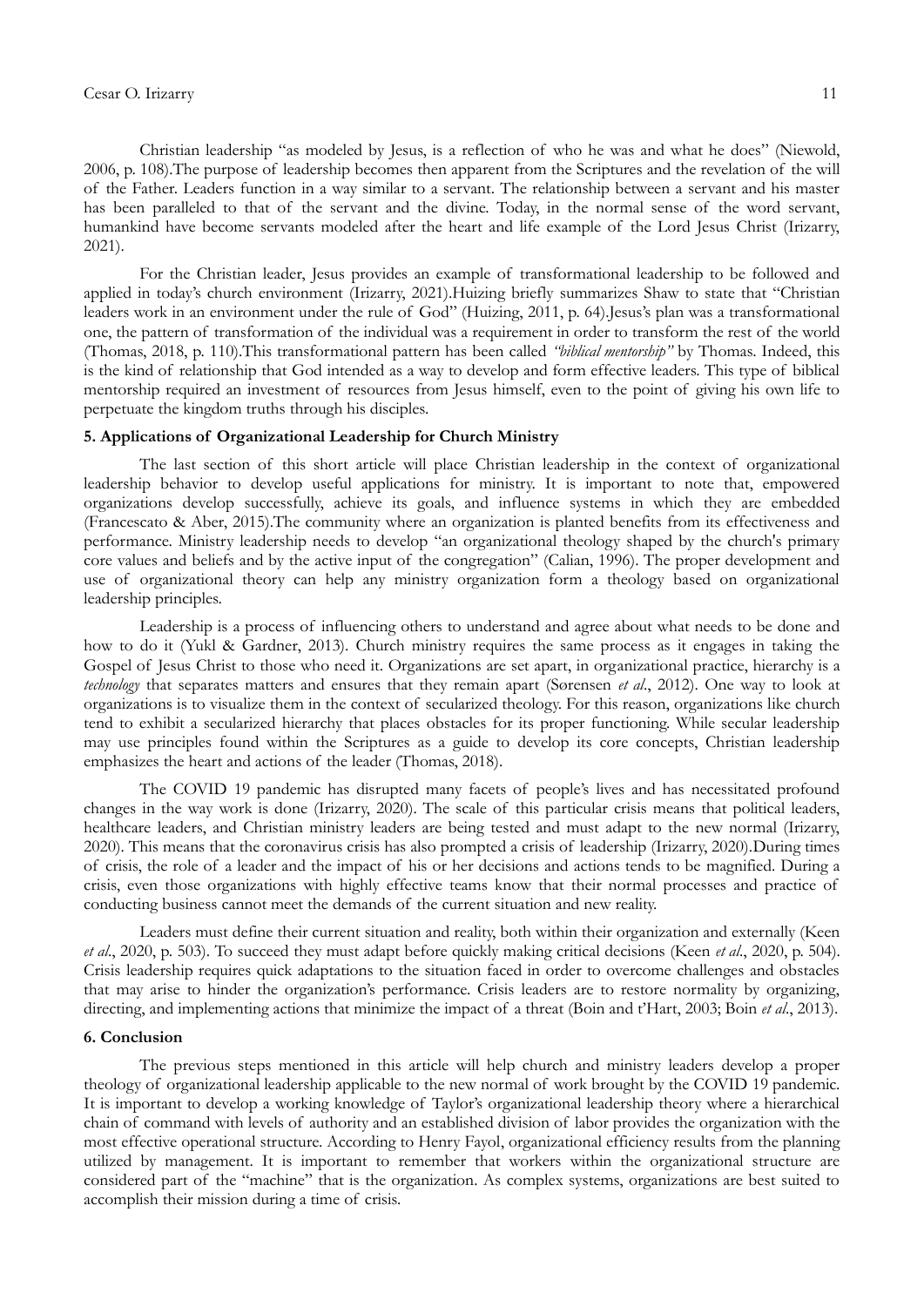Christian leadership "as modeled by Jesus, is a reflection of who he was and what he does" (Niewold, 2006, p. 108).The purpose of leadership becomes then apparent from the Scriptures and the revelation of the will of the Father. Leaders function in a way similar to a servant. The relationship between a servant and his master has been paralleled to that of the servant and the divine. Today, in the normal sense of the word servant, humankind have become servants modeled after the heart and life example of the Lord Jesus Christ (Irizarry, 2021).

For the Christian leader, Jesus provides an example of transformational leadership to be followed and applied in today's church environment (Irizarry, 2021).Huizing briefly summarizes Shaw to state that "Christian leaders work in an environment under the rule of God" (Huizing, 2011, p. 64).Jesus's plan was a transformational one, the pattern of transformation of the individual was a requirement in order to transform the rest of the world (Thomas, 2018, p. 110).This transformational pattern has been called *"biblical mentorship"* by Thomas. Indeed, this is the kind of relationship that God intended as a way to develop and form effective leaders. This type of biblical mentorship required an investment of resources from Jesus himself, even to the point of giving his own life to perpetuate the kingdom truths through his disciples.

## 5. Applications of Organizational Leadership for Church Ministry

The last section of this short article will place Christian leadership in the context of organizational leadership behavior to develop useful applications for ministry. It is important to note that, empowered organizations develop successfully, achieve its goals, and influence systems in which they are embedded (Francescato & Aber, 2015).The community where an organization is planted benefits from its effectiveness and performance. Ministry leadership needs to develop "an organizational theology shaped by the church's primary core values and beliefs and by the active input of the congregation" (Calian, 1996). The proper development and use of organizational theory can help any ministry organization form a theology based on organizational leadership principles.

Leadership is a process of influencing others to understand and agree about what needs to be done and how to do it (Yukl & Gardner, 2013). Church ministry requires the same process as it engages in taking the Gospel of Jesus Christ to those who need it. Organizations are set apart, in organizational practice, hierarchy is a *technology* that separates matters and ensures that they remain apart (Sørensen *et al*., 2012). One way to look at organizations is to visualize them in the context of secularized theology. For this reason, organizations like church tend to exhibit a secularized hierarchy that places obstacles for its proper functioning. While secular leadership may use principles found within the Scriptures as a guide to develop its core concepts, Christian leadership emphasizes the heart and actions of the leader (Thomas, 2018).

The COVID 19 pandemic has disrupted many facets of people's lives and has necessitated profound changes in the way work is done (Irizarry, 2020). The scale of this particular crisis means that political leaders, healthcare leaders, and Christian ministry leaders are being tested and must adapt to the new normal (Irizarry, 2020). This means that the coronavirus crisis has also prompted a crisis of leadership (Irizarry, 2020).During times of crisis, the role of a leader and the impact of his or her decisions and actions tends to be magnified. During a crisis, even those organizations with highly effective teams know that their normal processes and practice of conducting business cannot meet the demands of the current situation and new reality.

Leaders must define their current situation and reality, both within their organization and externally (Keen *et al*., 2020, p. 503). To succeed they must adapt before quickly making critical decisions (Keen *et al*., 2020, p. 504). Crisis leadership requires quick adaptations to the situation faced in order to overcome challenges and obstacles that may arise to hinder the organization's performance. Crisis leaders are to restore normality by organizing, directing, and implementing actions that minimize the impact of a threat (Boin and t'Hart, 2003; Boin *et al*., 2013).

## 6. Conclusion

The previous steps mentioned in this article will help church and ministry leaders develop a proper theology of organizational leadership applicable to the new normal of work brought by the COVID 19 pandemic. It is important to develop a working knowledge of Taylor's organizational leadership theory where a hierarchical chain of command with levels of authority and an established division of labor provides the organization with the most effective operational structure. According to Henry Fayol, organizational efficiency results from the planning utilized by management. It is important to remember that workers within the organizational structure are considered part of the "machine" that is the organization. As complex systems, organizations are best suited to accomplish their mission during a time of crisis.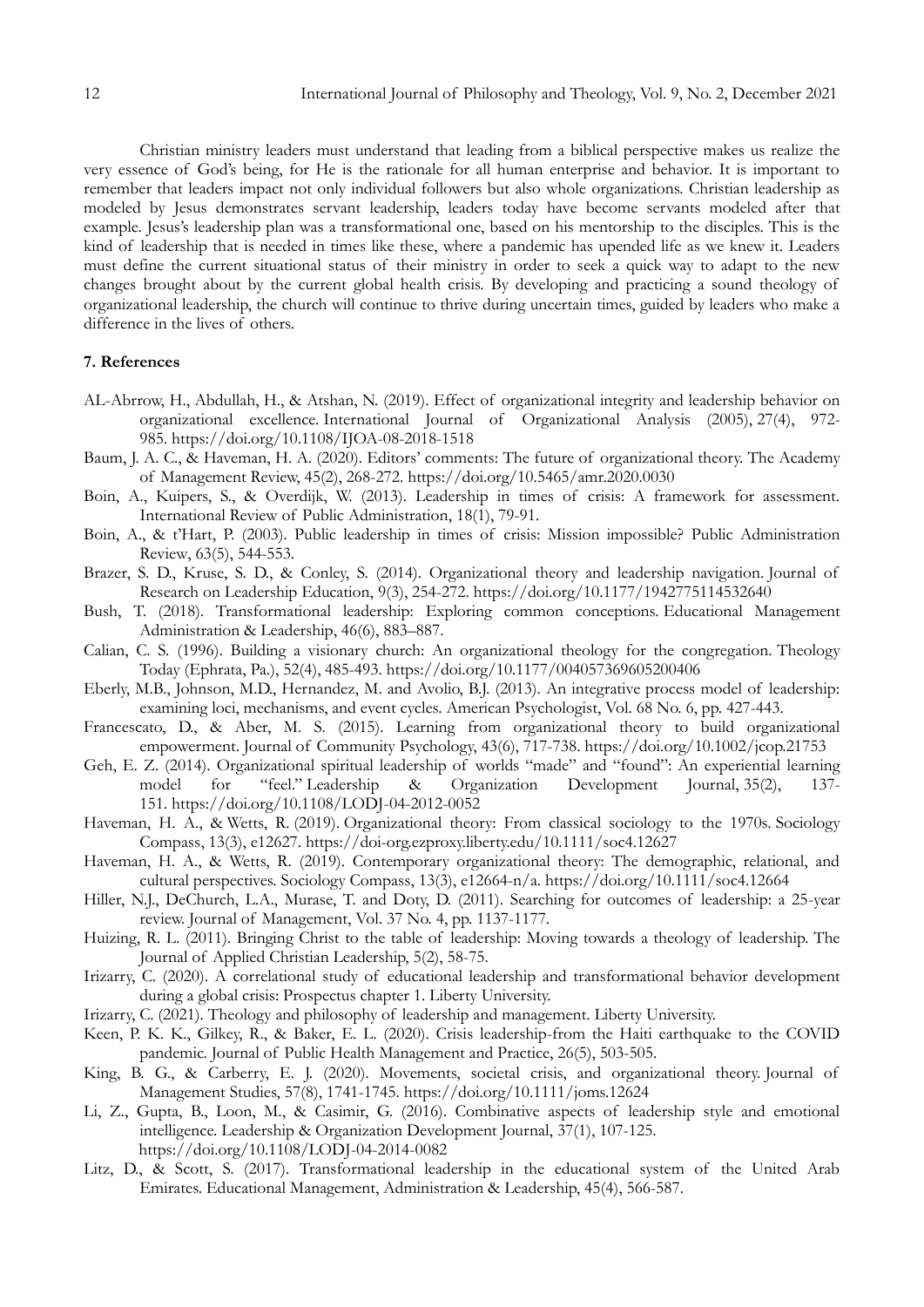Christian ministry leaders must understand that leading from a biblical perspective makes us realize the very essence of God's being, for He is the rationale for all human enterprise and behavior. It is important to remember that leaders impact not only individual followers but also whole organizations. Christian leadership as modeled by Jesus demonstrates servant leadership, leaders today have become servants modeled after that example. Jesus's leadership plan was a transformational one, based on his mentorship to the disciples. This is the kind of leadership that is needed in times like these, where a pandemic has upended life as we knew it. Leaders must define the current situational status of their ministry in order to seek a quick way to adapt to the new changes brought about by the current global health crisis. By developing and practicing a sound theology of organizational leadership, the church will continue to thrive during uncertain times, guided by leaders who make a difference in the lives of others.

## 7. References

AL-Abrrow, H., Abdullah, H., & Atshan, N. (2019). Effect of organizational integrity and leadership behavior on organizational excellence. International Journal of Organizational Analysis (2005), 27(4), 972-985. https://doi.org/10.1108/IJOA-08-2018-1518

Baum, J. A. C., & Haveman, H. A. (2020). Editors' comments: The future of organizational theory. The Academy of Management Review, 45(2), 268-272. https://doi.org/10.5465/amr.2020.0030

Boin, A., Kuipers, S., & Overdijk, W. (2013). Leadership in times of crisis: A framework for assessment. International Review of Public Administration, 18(1), 79-91.

Boin, A., & t'Hart, P. (2003). Public leadership in times of crisis: Mission impossible? Public Administration Review, 63(5), 544-553.

Brazer, S. D., Kruse, S. D., & Conley, S. (2014). Organizational theory and leadership navigation. Journal of Research on Leadership Education, 9(3), 254-272. https://doi.org/10.1177/1942775114532640

Bush, T. (2018). Transformational leadership: Exploring common conceptions. Educational Management Administration & Leadership, 46(6), 883–887.

Calian, C. S. (1996). Building a visionary church: An organizational theology for the congregation. Theology Today (Ephrata, Pa.), 52(4), 485-493. https://doi.org/10.1177/004057369605200406

Eberly, M.B., Johnson, M.D., Hernandez, M. and Avolio, B.J. (2013). An integrative process model of leadership: examining loci, mechanisms, and event cycles. American Psychologist, Vol. 68 No. 6, pp. 427-443.

Francescato, D., & Aber, M. S. (2015). Learning from organizational theory to build organizational empowerment. Journal of Community Psychology, 43(6), 717-738. https://doi.org/10.1002/jcop.21753

Geh, E. Z. (2014). Organizational spiritual leadership of worlds "made" and "found": An experiential learning model for "feel." Leadership & Organization Development Journal, 35(2), 137-151. https://doi.org/10.1108/LODJ-04-2012-0052

Haveman, H. A., & Wetts, R. (2019). Organizational theory: From classical sociology to the 1970s. Sociology Compass, 13(3), e12627. https://doi-org.ezproxy.liberty.edu/10.1111/soc4.12627

Haveman, H. A., & Wetts, R. (2019). Contemporary organizational theory: The demographic, relational, and cultural perspectives. Sociology Compass, 13(3), e12664-n/a. https://doi.org/10.1111/soc4.12664

Hiller, N.J., DeChurch, L.A., Murase, T. and Doty, D. (2011). Searching for outcomes of leadership: a 25-year review. Journal of Management, Vol. 37 No. 4, pp. 1137-1177.

Huizing, R. L. (2011). Bringing Christ to the table of leadership: Moving towards a theology of leadership. The Journal of Applied Christian Leadership, 5(2), 58-75.

Irizarry, C. (2020). A correlational study of educational leadership and transformational behavior development during a global crisis: Prospectus chapter 1. Liberty University.

Irizarry, C. (2021). Theology and philosophy of leadership and management. Liberty University.

Keen, P. K. K., Gilkey, R., & Baker, E. L. (2020). Crisis leadership-from the Haiti earthquake to the COVID pandemic. Journal of Public Health Management and Practice, 26(5), 503-505.

King, B. G., & Carberry, E. J. (2020). Movements, societal crisis, and organizational theory. Journal of Management Studies, 57(8), 1741-1745. https://doi.org/10.1111/joms.12624

Li, Z., Gupta, B., Loon, M., & Casimir, G. (2016). Combinative aspects of leadership style and emotional intelligence. Leadership & Organization Development Journal, 37(1), 107-125. https://doi.org/10.1108/LODJ-04-2014-0082

Litz, D., & Scott, S. (2017). Transformational leadership in the educational system of the United Arab Emirates. Educational Management, Administration & Leadership, 45(4), 566-587.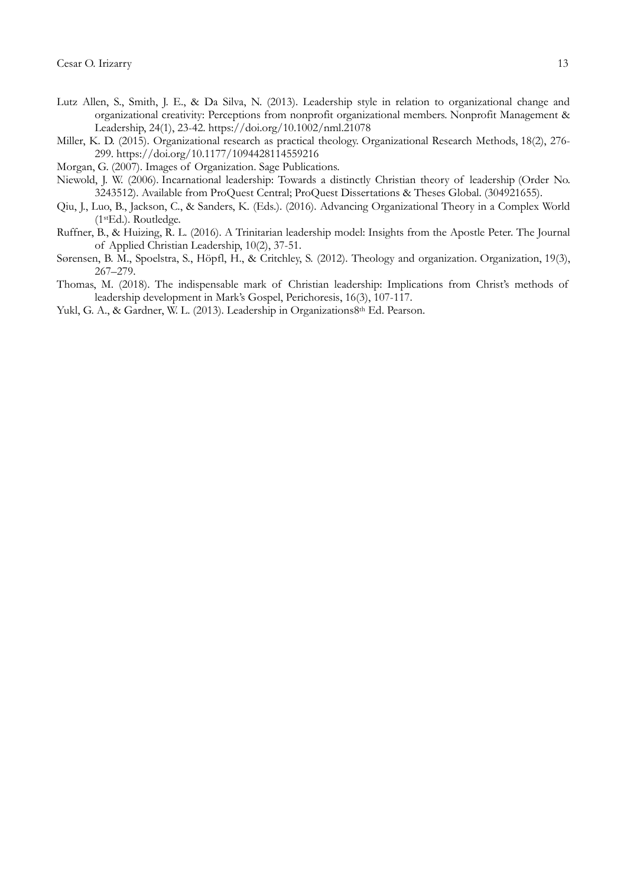Lutz Allen, S., Smith, J. E., & Da Silva, N. (2013). Leadership style in relation to organizational change and organizational creativity: Perceptions from nonprofit organizational members. Nonprofit Management & Leadership, 24(1), 23-42. https://doi.org/10.1002/nml.21078

Miller, K. D. (2015). Organizational research as practical theology. Organizational Research Methods, 18(2), 276-299. https://doi.org/10.1177/1094428114559216

Morgan, G. (2007). Images of Organization. Sage Publications.

Niewold, J. W. (2006). Incarnational leadership: Towards a distinctly Christian theory of leadership (Order No. 3243512). Available from ProQuest Central; ProQuest Dissertations & Theses Global. (304921655).

Qiu, J., Luo, B., Jackson, C., & Sanders, K. (Eds.). (2016). Advancing Organizational Theory in a Complex World (1stEd.). Routledge.

Ruffner, B., & Huizing, R. L. (2016). A Trinitarian leadership model: Insights from the Apostle Peter. The Journal of Applied Christian Leadership, 10(2), 37-51.

Sørensen, B. M., Spoelstra, S., Höpfl, H., & Critchley, S. (2012). Theology and organization. Organization, 19(3), 267–279.

Thomas, M. (2018). The indispensable mark of Christian leadership: Implications from Christ's methods of leadership development in Mark's Gospel, Perichoresis, 16(3), 107-117.

Yukl, G. A., & Gardner, W. L. (2013). Leadership in Organizations8th Ed. Pearson.